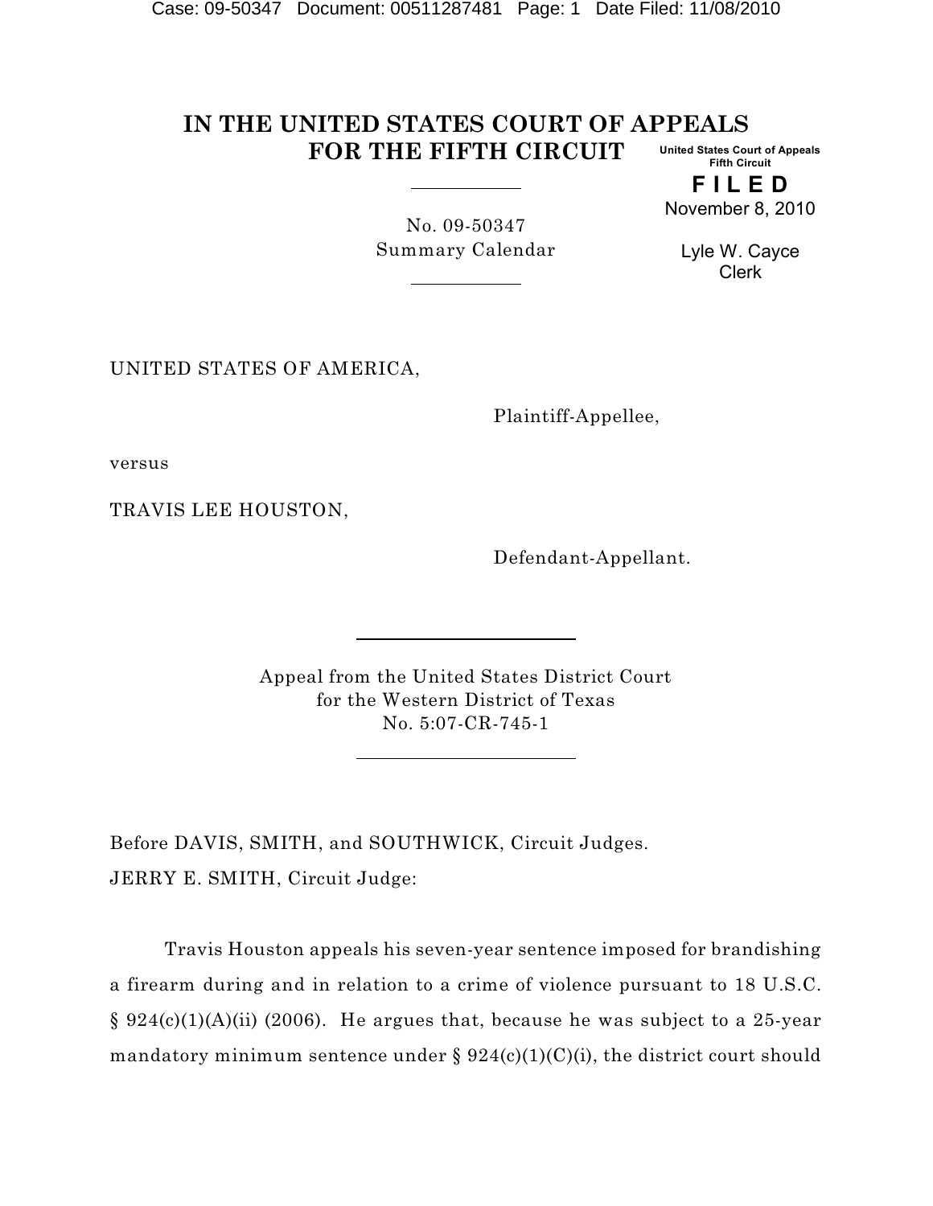# IN THE UNITED STATES COURT OF APPEALS FOR THE FIFTH CIRCUIT

United States Court of Appeals
Fifth Circuit

**FILED**

November 8, 2010

Lyle W. Cayce
Clerk

No. 09-50347
Summary Calendar

UNITED STATES OF AMERICA,

Plaintiff-Appellee,

versus

TRAVIS LEE HOUSTON,

Defendant-Appellant.

Appeal from the United States District Court
for the Western District of Texas
No. 5:07-CR-745-1

Before DAVIS, SMITH, and SOUTHWICK, Circuit Judges.

JERRY E. SMITH, Circuit Judge:

Travis Houston appeals his seven-year sentence imposed for brandishing a firearm during and in relation to a crime of violence pursuant to 18 U.S.C. § 924(c)(1)(A)(ii) (2006). He argues that, because he was subject to a 25-year mandatory minimum sentence under § 924(c)(1)(C)(i), the district court should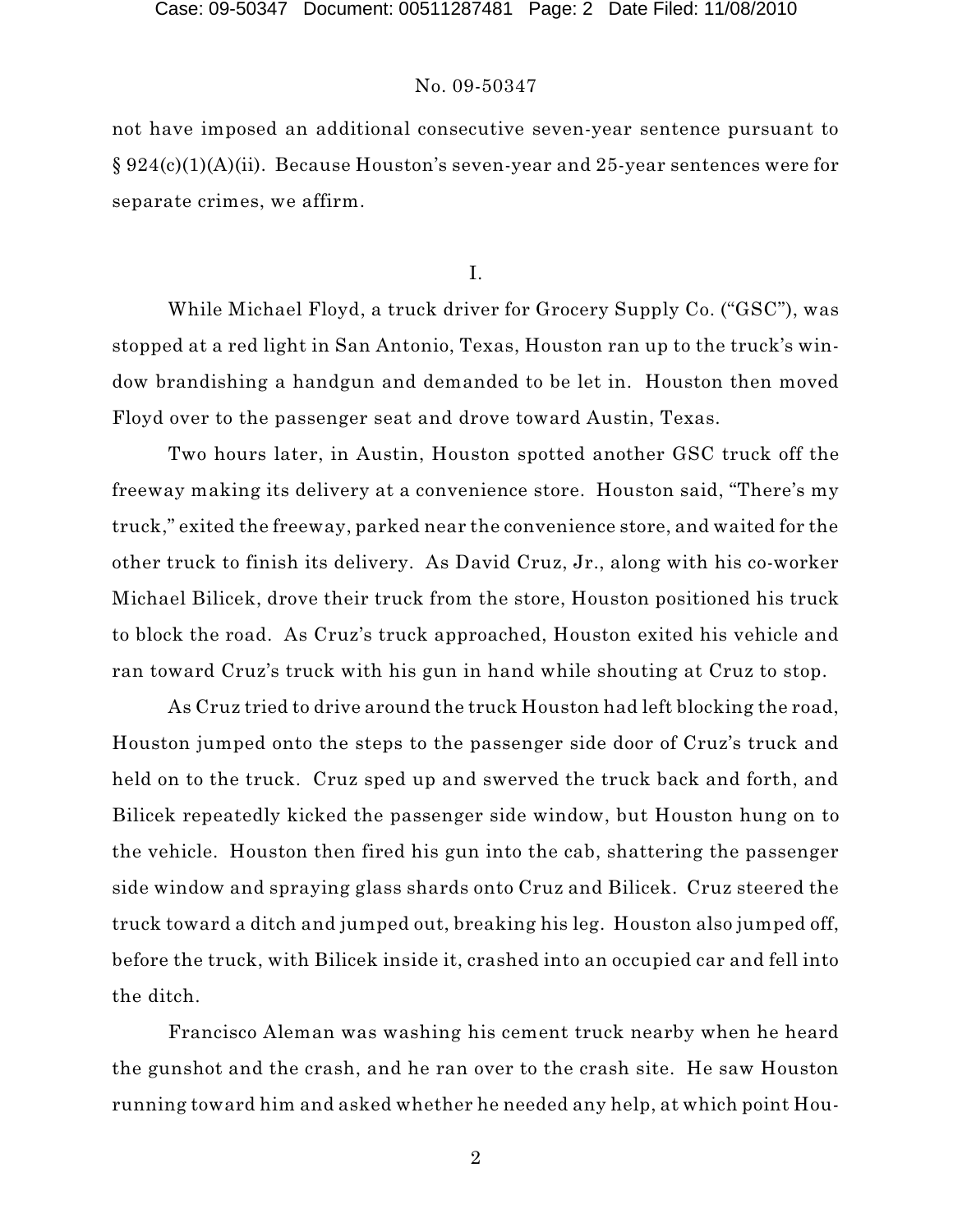not have imposed an additional consecutive seven-year sentence pursuant to § 924(c)(1)(A)(ii). Because Houston's seven-year and 25-year sentences were for separate crimes, we affirm.

## I.

While Michael Floyd, a truck driver for Grocery Supply Co. ("GSC"), was stopped at a red light in San Antonio, Texas, Houston ran up to the truck's window brandishing a handgun and demanded to be let in. Houston then moved Floyd over to the passenger seat and drove toward Austin, Texas.

Two hours later, in Austin, Houston spotted another GSC truck off the freeway making its delivery at a convenience store. Houston said, "There's my truck," exited the freeway, parked near the convenience store, and waited for the other truck to finish its delivery. As David Cruz, Jr., along with his co-worker Michael Bilicek, drove their truck from the store, Houston positioned his truck to block the road. As Cruz's truck approached, Houston exited his vehicle and ran toward Cruz's truck with his gun in hand while shouting at Cruz to stop.

As Cruz tried to drive around the truck Houston had left blocking the road, Houston jumped onto the steps to the passenger side door of Cruz's truck and held on to the truck. Cruz sped up and swerved the truck back and forth, and Bilicek repeatedly kicked the passenger side window, but Houston hung on to the vehicle. Houston then fired his gun into the cab, shattering the passenger side window and spraying glass shards onto Cruz and Bilicek. Cruz steered the truck toward a ditch and jumped out, breaking his leg. Houston also jumped off, before the truck, with Bilicek inside it, crashed into an occupied car and fell into the ditch.

Francisco Aleman was washing his cement truck nearby when he heard the gunshot and the crash, and he ran over to the crash site. He saw Houston running toward him and asked whether he needed any help, at which point Hou-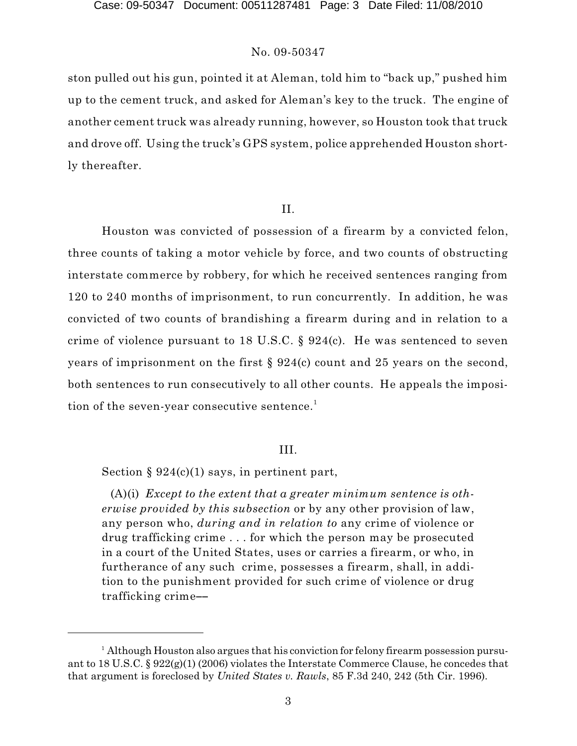ston pulled out his gun, pointed it at Aleman, told him to "back up," pushed him up to the cement truck, and asked for Aleman's key to the truck. The engine of another cement truck was already running, however, so Houston took that truck and drove off. Using the truck's GPS system, police apprehended Houston shortly thereafter.

## II.

Houston was convicted of possession of a firearm by a convicted felon, three counts of taking a motor vehicle by force, and two counts of obstructing interstate commerce by robbery, for which he received sentences ranging from 120 to 240 months of imprisonment, to run concurrently. In addition, he was convicted of two counts of brandishing a firearm during and in relation to a crime of violence pursuant to 18 U.S.C. § 924(c). He was sentenced to seven years of imprisonment on the first § 924(c) count and 25 years on the second, both sentences to run consecutively to all other counts. He appeals the imposition of the seven-year consecutive sentence.[1]

## III.

Section § 924(c)(1) says, in pertinent part,

> (A)(i) *Except to the extent that a greater minimum sentence is otherwise provided by this subsection* or by any other provision of law, any person who, *during and in relation to* any crime of violence or drug trafficking crime . . . for which the person may be prosecuted in a court of the United States, uses or carries a firearm, or who, in furtherance of any such crime, possesses a firearm, shall, in addition to the punishment provided for such crime of violence or drug trafficking crime––

---

[1] Although Houston also argues that his conviction for felony firearm possession pursuant to 18 U.S.C. § 922(g)(1) (2006) violates the Interstate Commerce Clause, he concedes that that argument is foreclosed by *United States v. Rawls*, 85 F.3d 240, 242 (5th Cir. 1996).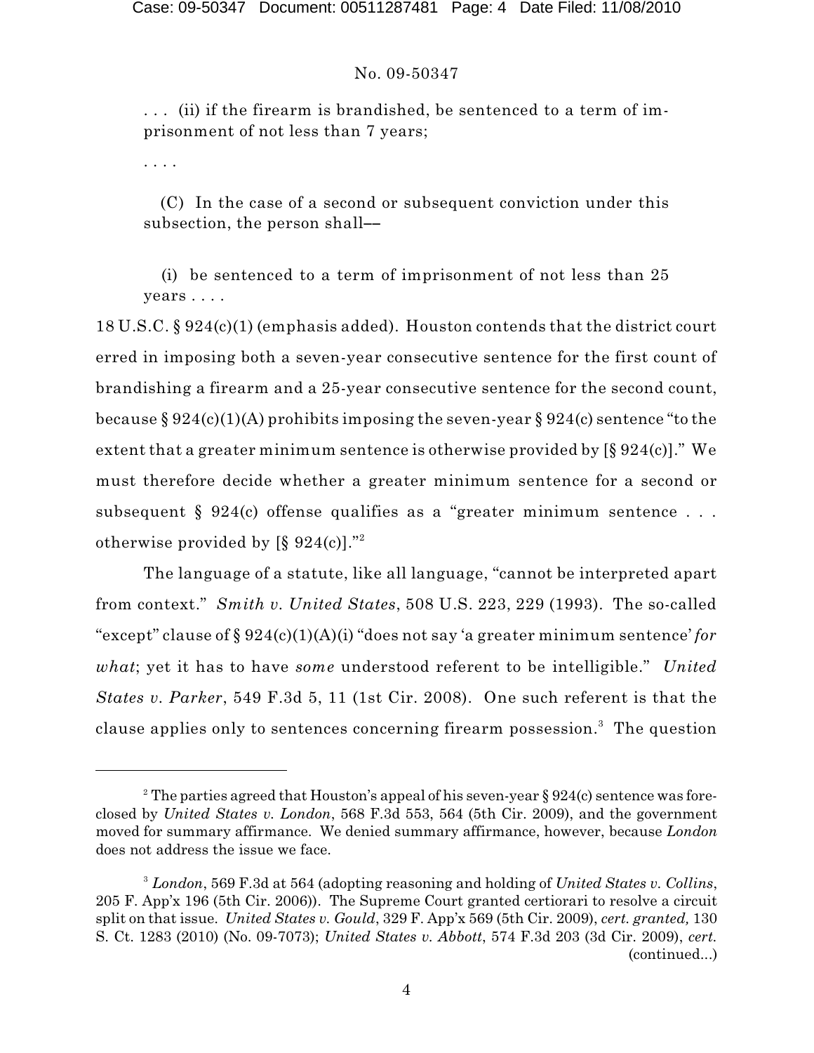. . . (ii) if the firearm is brandished, be sentenced to a term of imprisonment of not less than 7 years;

. . . .

(C) In the case of a second or subsequent conviction under this subsection, the person shall––

(i) be sentenced to a term of imprisonment of not less than 25 years . . . .

18 U.S.C. § 924(c)(1) (emphasis added). Houston contends that the district court erred in imposing both a seven-year consecutive sentence for the first count of brandishing a firearm and a 25-year consecutive sentence for the second count, because § 924(c)(1)(A) prohibits imposing the seven-year § 924(c) sentence "to the extent that a greater minimum sentence is otherwise provided by [§ 924(c)]." We must therefore decide whether a greater minimum sentence for a second or subsequent § 924(c) offense qualifies as a "greater minimum sentence . . . otherwise provided by [§ 924(c)]."[2]

The language of a statute, like all language, "cannot be interpreted apart from context." *Smith v. United States*, 508 U.S. 223, 229 (1993). The so-called "except" clause of § 924(c)(1)(A)(i) "does not say 'a greater minimum sentence' *for what*; yet it has to have *some* understood referent to be intelligible." *United States v. Parker*, 549 F.3d 5, 11 (1st Cir. 2008). One such referent is that the clause applies only to sentences concerning firearm possession.[3] The question

---

[2] The parties agreed that Houston's appeal of his seven-year § 924(c) sentence was foreclosed by *United States v. London*, 568 F.3d 553, 564 (5th Cir. 2009), and the government moved for summary affirmance. We denied summary affirmance, however, because *London* does not address the issue we face.

[3] *London*, 569 F.3d at 564 (adopting reasoning and holding of *United States v. Collins*, 205 F. App'x 196 (5th Cir. 2006)). The Supreme Court granted certiorari to resolve a circuit split on that issue. *United States v. Gould*, 329 F. App'x 569 (5th Cir. 2009), *cert. granted,* 130 S. Ct. 1283 (2010) (No. 09-7073); *United States v. Abbott*, 574 F.3d 203 (3d Cir. 2009), *cert.* (continued...)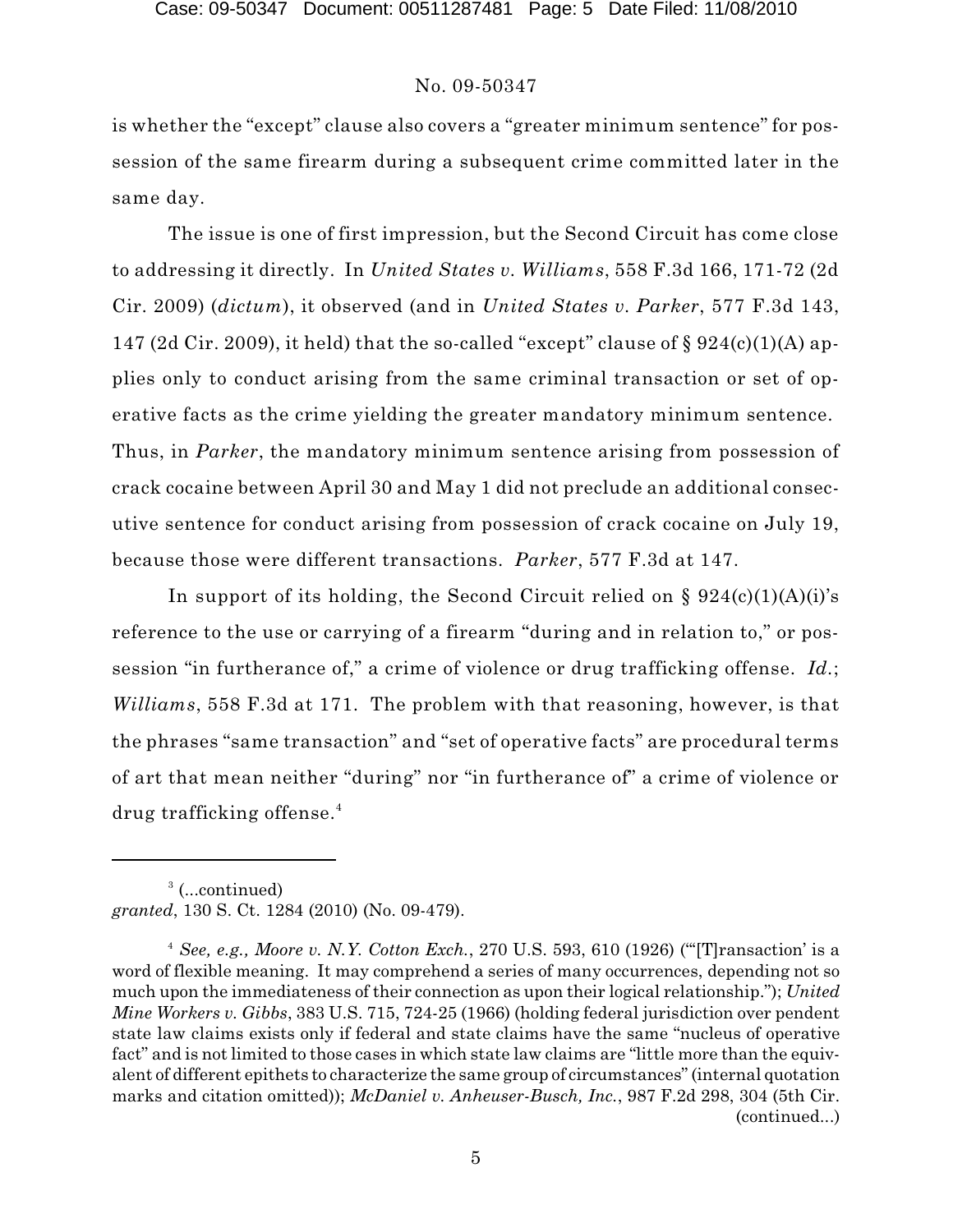is whether the "except" clause also covers a "greater minimum sentence" for possession of the same firearm during a subsequent crime committed later in the same day.

The issue is one of first impression, but the Second Circuit has come close to addressing it directly. In *United States v. Williams*, 558 F.3d 166, 171-72 (2d Cir. 2009) (*dictum*), it observed (and in *United States v. Parker*, 577 F.3d 143, 147 (2d Cir. 2009), it held) that the so-called "except" clause of § 924(c)(1)(A) applies only to conduct arising from the same criminal transaction or set of operative facts as the crime yielding the greater mandatory minimum sentence. Thus, in *Parker*, the mandatory minimum sentence arising from possession of crack cocaine between April 30 and May 1 did not preclude an additional consecutive sentence for conduct arising from possession of crack cocaine on July 19, because those were different transactions. *Parker*, 577 F.3d at 147.

In support of its holding, the Second Circuit relied on § 924(c)(1)(A)(i)'s reference to the use or carrying of a firearm "during and in relation to," or possession "in furtherance of," a crime of violence or drug trafficking offense. *Id.*; *Williams*, 558 F.3d at 171. The problem with that reasoning, however, is that the phrases "same transaction" and "set of operative facts" are procedural terms of art that mean neither "during" nor "in furtherance of" a crime of violence or drug trafficking offense.[4]

---

[3] (...continued) *granted*, 130 S. Ct. 1284 (2010) (No. 09-479).

[4] *See, e.g., Moore v. N.Y. Cotton Exch.*, 270 U.S. 593, 610 (1926) ("'[T]ransaction' is a word of flexible meaning. It may comprehend a series of many occurrences, depending not so much upon the immediateness of their connection as upon their logical relationship."); *United Mine Workers v. Gibbs*, 383 U.S. 715, 724-25 (1966) (holding federal jurisdiction over pendent state law claims exists only if federal and state claims have the same "nucleus of operative fact" and is not limited to those cases in which state law claims are "little more than the equivalent of different epithets to characterize the same group of circumstances" (internal quotation marks and citation omitted)); *McDaniel v. Anheuser-Busch, Inc.*, 987 F.2d 298, 304 (5th Cir. (continued...)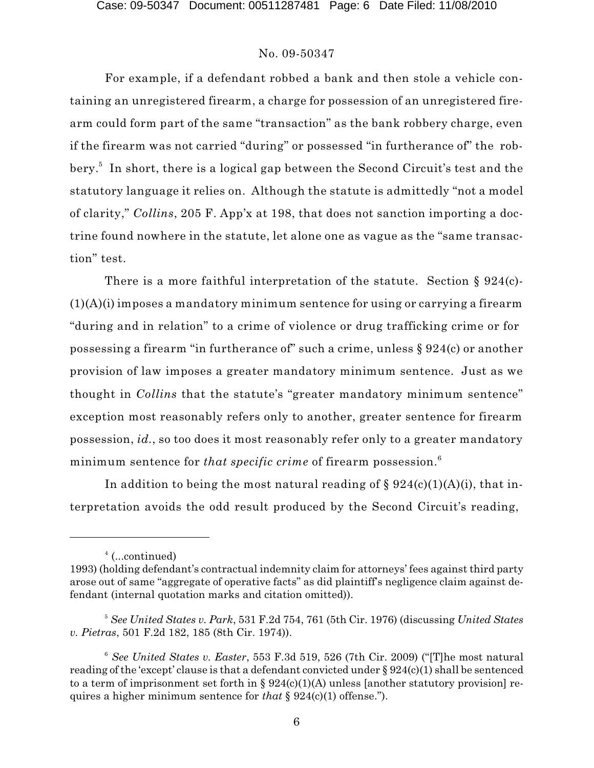For example, if a defendant robbed a bank and then stole a vehicle containing an unregistered firearm, a charge for possession of an unregistered firearm could form part of the same "transaction" as the bank robbery charge, even if the firearm was not carried "during" or possessed "in furtherance of" the robbery.[5] In short, there is a logical gap between the Second Circuit's test and the statutory language it relies on. Although the statute is admittedly "not a model of clarity," *Collins*, 205 F. App'x at 198, that does not sanction importing a doctrine found nowhere in the statute, let alone one as vague as the "same transaction" test.

There is a more faithful interpretation of the statute. Section § 924(c)(1)(A)(i) imposes a mandatory minimum sentence for using or carrying a firearm "during and in relation" to a crime of violence or drug trafficking crime or for possessing a firearm "in furtherance of" such a crime, unless § 924(c) or another provision of law imposes a greater mandatory minimum sentence. Just as we thought in *Collins* that the statute's "greater mandatory minimum sentence" exception most reasonably refers only to another, greater sentence for firearm possession, *id.*, so too does it most reasonably refer only to a greater mandatory minimum sentence for *that specific crime* of firearm possession.[6]

In addition to being the most natural reading of § 924(c)(1)(A)(i), that interpretation avoids the odd result produced by the Second Circuit's reading,

---

[4] (...continued)
1993) (holding defendant's contractual indemnity claim for attorneys' fees against third party arose out of same "aggregate of operative facts" as did plaintiff's negligence claim against defendant (internal quotation marks and citation omitted)).

[5] *See United States v. Park*, 531 F.2d 754, 761 (5th Cir. 1976) (discussing *United States v. Pietras*, 501 F.2d 182, 185 (8th Cir. 1974)).

[6] *See United States v. Easter*, 553 F.3d 519, 526 (7th Cir. 2009) ("[T]he most natural reading of the 'except' clause is that a defendant convicted under § 924(c)(1) shall be sentenced to a term of imprisonment set forth in § 924(c)(1)(A) unless [another statutory provision] requires a higher minimum sentence for *that* § 924(c)(1) offense.").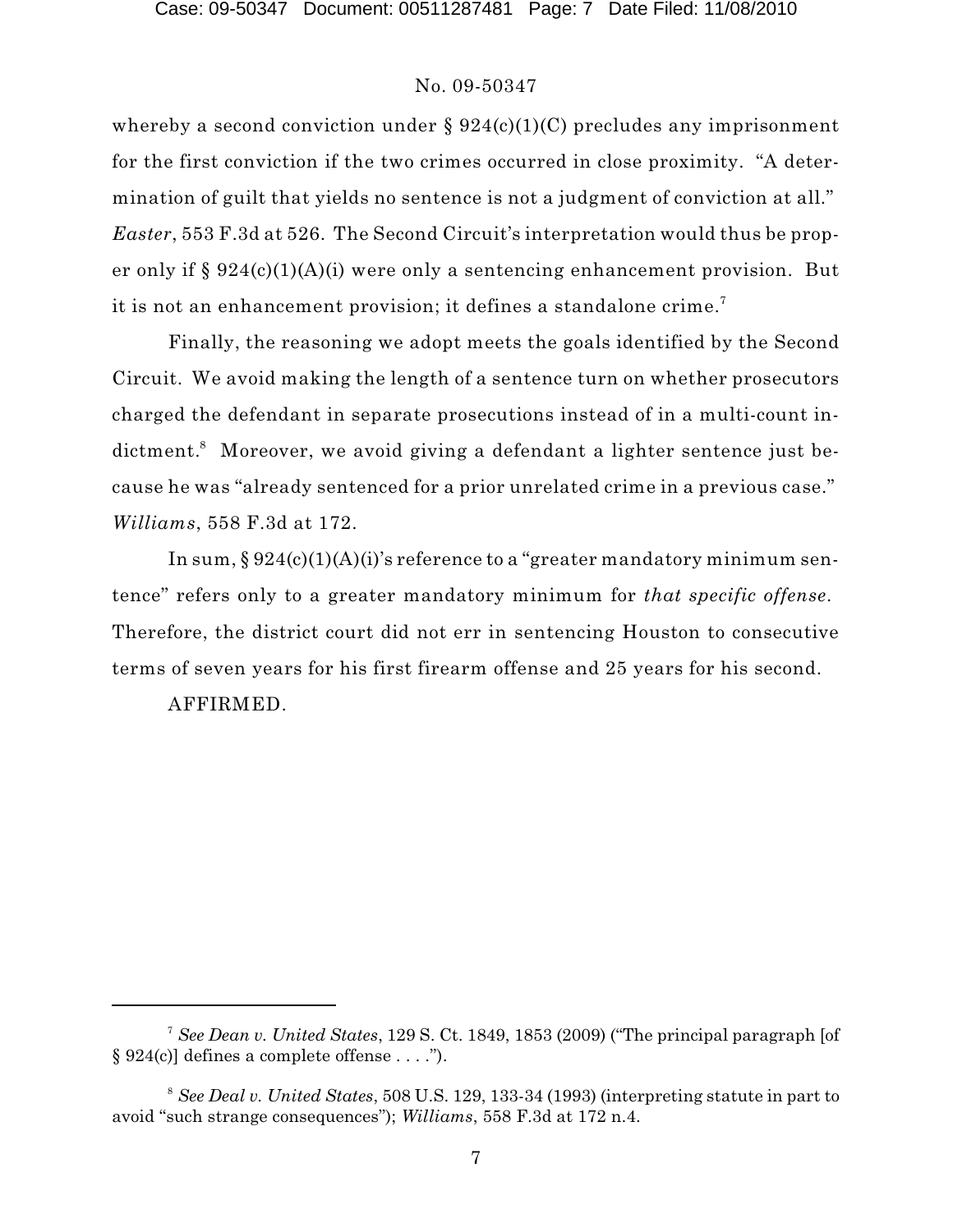whereby a second conviction under § 924(c)(1)(C) precludes any imprisonment for the first conviction if the two crimes occurred in close proximity. "A determination of guilt that yields no sentence is not a judgment of conviction at all." *Easter*, 553 F.3d at 526. The Second Circuit's interpretation would thus be proper only if § 924(c)(1)(A)(i) were only a sentencing enhancement provision. But it is not an enhancement provision; it defines a standalone crime.[7]

Finally, the reasoning we adopt meets the goals identified by the Second Circuit. We avoid making the length of a sentence turn on whether prosecutors charged the defendant in separate prosecutions instead of in a multi-count indictment.[8] Moreover, we avoid giving a defendant a lighter sentence just because he was "already sentenced for a prior unrelated crime in a previous case." *Williams*, 558 F.3d at 172.

In sum, § 924(c)(1)(A)(i)'s reference to a "greater mandatory minimum sentence" refers only to a greater mandatory minimum for *that specific offense*. Therefore, the district court did not err in sentencing Houston to consecutive terms of seven years for his first firearm offense and 25 years for his second.

AFFIRMED.

---

[7] *See Dean v. United States*, 129 S. Ct. 1849, 1853 (2009) ("The principal paragraph [of § 924(c)] defines a complete offense . . . .").

[8] *See Deal v. United States*, 508 U.S. 129, 133-34 (1993) (interpreting statute in part to avoid "such strange consequences"); *Williams*, 558 F.3d at 172 n.4.